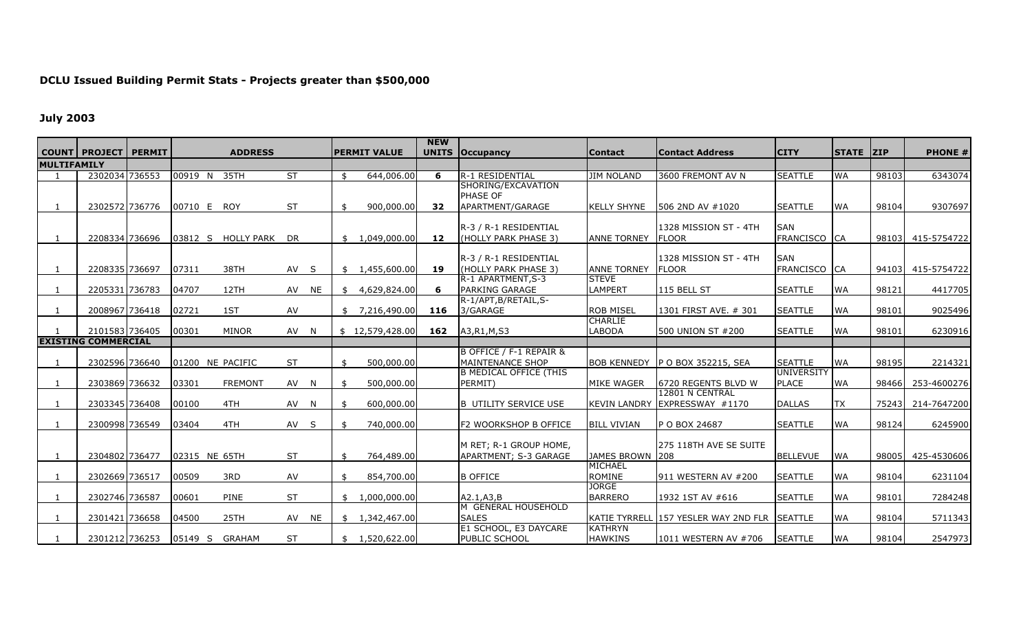## DCLU Issued Building Permit Stats - Projects greater than $500,000

### July 2003

| COUNT | PROJECT | PERMIT | ADDRESS | | | | | PERMIT VALUE | NEW UNITS | Occupancy | Contact | Contact Address | CITY | STATE | ZIP | PHONE # |
|---|---|---|---|---|---|---|---|---|---|---|---|---|---|---|---|---|
| **MULTIFAMILY** | | | | | | | | | | | | | | | | |
| 1 | 2302034 | 736553 | 00919 | N | 35TH | ST | | $ 644,006.00 | 6 | R-1 RESIDENTIAL | JIM NOLAND | 3600 FREMONT AV N | SEATTLE | WA | 98103 | 6343074 |
| 1 | 2302572 | 736776 | 00710 | E | ROY | ST | | $ 900,000.00 | 32 | SHORING/EXCAVATION PHASE OF APARTMENT/GARAGE | KELLY SHYNE | 506 2ND AV #1020 | SEATTLE | WA | 98104 | 9307697 |
| 1 | 2208334 | 736696 | 03812 | S | HOLLY PARK | DR | | $ 1,049,000.00 | 12 | R-3 / R-1 RESIDENTIAL (HOLLY PARK PHASE 3) | ANNE TORNEY | 1328 MISSION ST - 4TH FLOOR | SAN FRANCISCO | CA | 98103 | 415-5754722 |
| 1 | 2208335 | 736697 | 07311 | | 38TH | AV | S | $ 1,455,600.00 | 19 | R-3 / R-1 RESIDENTIAL (HOLLY PARK PHASE 3) | ANNE TORNEY | 1328 MISSION ST - 4TH FLOOR | SAN FRANCISCO | CA | 94103 | 415-5754722 |
| 1 | 2205331 | 736783 | 04707 | | 12TH | AV | NE | $ 4,629,824.00 | 6 | R-1 APARTMENT,S-3 PARKING GARAGE | STEVE LAMPERT | 115 BELL ST | SEATTLE | WA | 98121 | 4417705 |
| 1 | 2008967 | 736418 | 02721 | | 1ST | AV | | $ 7,216,490.00 | 116 | R-1/APT,B/RETAIL,S-3/GARAGE | ROB MISEL | 1301 FIRST AVE. # 301 | SEATTLE | WA | 98101 | 9025496 |
| 1 | 2101583 | 736405 | 00301 | | MINOR | AV | N | $ 12,579,428.00 | 162 | A3,R1,M,S3 | CHARLIE LABODA | 500 UNION ST #200 | SEATTLE | WA | 98101 | 6230916 |
| **EXISTING COMMERCIAL** | | | | | | | | | | | | | | | | |
| 1 | 2302596 | 736640 | 01200 | NE | PACIFIC | ST | | $ 500,000.00 | | B OFFICE / F-1 REPAIR & MAINTENANCE SHOP | BOB KENNEDY | P O BOX 352215, SEA | SEATTLE | WA | 98195 | 2214321 |
| 1 | 2303869 | 736632 | 03301 | | FREMONT | AV | N | $ 500,000.00 | | B MEDICAL OFFICE (THIS PERMIT) | MIKE WAGER | 6720 REGENTS BLVD W | UNIVERSITY PLACE | WA | 98466 | 253-4600276 |
| 1 | 2303345 | 736408 | 00100 | | 4TH | AV | N | $ 600,000.00 | | B UTILITY SERVICE USE | KEVIN LANDRY | 12801 N CENTRAL EXPRESSWAY #1170 | DALLAS | TX | 75243 | 214-7647200 |
| 1 | 2300998 | 736549 | 03404 | | 4TH | AV | S | $ 740,000.00 | | F2 WOORKSHOP B OFFICE | BILL VIVIAN | P O BOX 24687 | SEATTLE | WA | 98124 | 6245900 |
| 1 | 2304802 | 736477 | 02315 | NE | 65TH | ST | | $ 764,489.00 | | M RET; R-1 GROUP HOME, APARTMENT; S-3 GARAGE | JAMES BROWN | 275 118TH AVE SE SUITE 208 | BELLEVUE | WA | 98005 | 425-4530606 |
| 1 | 2302669 | 736517 | 00509 | | 3RD | AV | | $ 854,700.00 | | B OFFICE | MICHAEL ROMINE | 911 WESTERN AV #200 | SEATTLE | WA | 98104 | 6231104 |
| 1 | 2302746 | 736587 | 00601 | | PINE | ST | | $ 1,000,000.00 | | A2.1,A3,B | JORGE BARRERO | 1932 1ST AV #616 | SEATTLE | WA | 98101 | 7284248 |
| 1 | 2301421 | 736658 | 04500 | | 25TH | AV | NE | $ 1,342,467.00 | | M GENERAL HOUSEHOLD SALES | KATIE TYRRELL | 157 YESLER WAY 2ND FLR | SEATTLE | WA | 98104 | 5711343 |
| 1 | 2301212 | 736253 | 05149 | S | GRAHAM | ST | | $ 1,520,622.00 | | E1 SCHOOL, E3 DAYCARE PUBLIC SCHOOL | KATHRYN HAWKINS | 1011 WESTERN AV #706 | SEATTLE | WA | 98104 | 2547973 |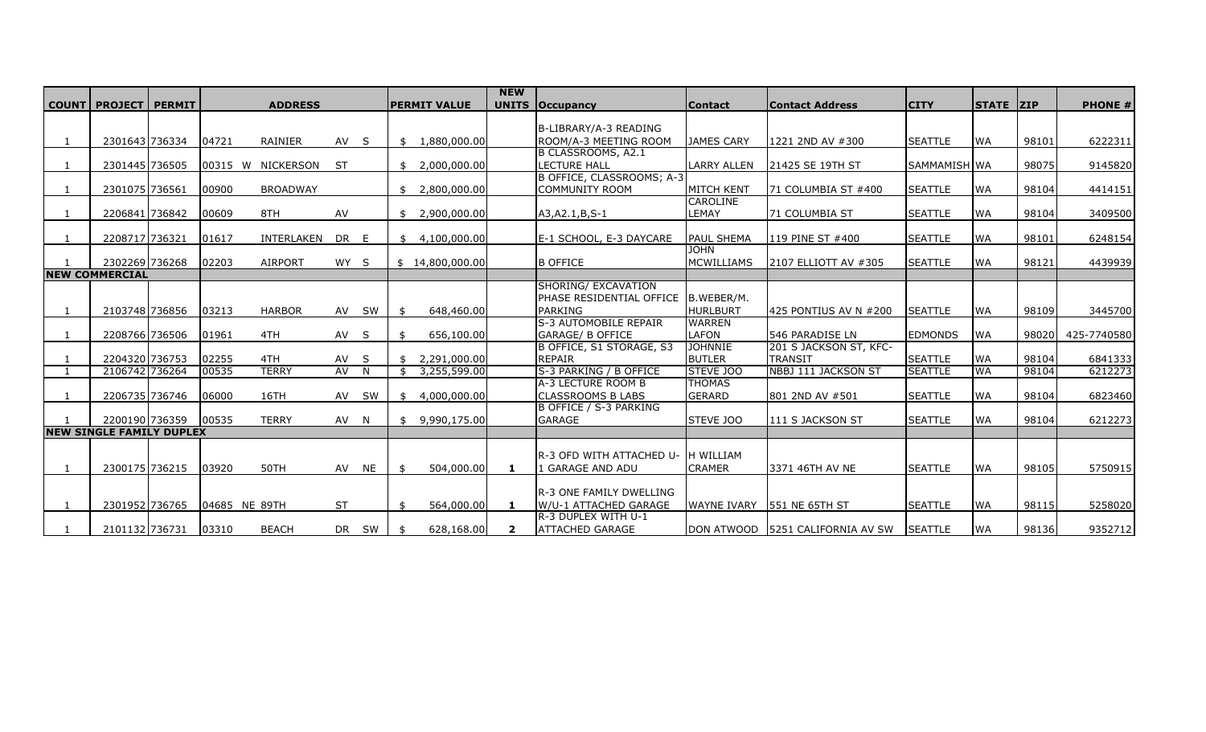| COUNT | PROJECT | PERMIT | ADDRESS | | | | PERMIT VALUE | NEW UNITS | Occupancy | Contact | Contact Address | CITY | STATE | ZIP | PHONE # |
|---|---|---|---|---|---|---|---|---|---|---|---|---|---|---|---|
| 1 | 2301643 | 736334 | 04721 | RAINIER | AV | S | $ 1,880,000.00 | | B-LIBRARY/A-3 READING ROOM/A-3 MEETING ROOM | JAMES CARY | 1221 2ND AV #300 | SEATTLE | WA | 98101 | 6222311 |
| 1 | 2301445 | 736505 | 00315 W | NICKERSON | ST | | $ 2,000,000.00 | | B CLASSROOMS, A2.1 LECTURE HALL | LARRY ALLEN | 21425 SE 19TH ST | SAMMAMISH | WA | 98075 | 9145820 |
| 1 | 2301075 | 736561 | 00900 | BROADWAY | | | $ 2,800,000.00 | | B OFFICE, CLASSROOMS; A-3 COMMUNITY ROOM | MITCH KENT | 71 COLUMBIA ST #400 | SEATTLE | WA | 98104 | 4414151 |
| 1 | 2206841 | 736842 | 00609 | 8TH | AV | | $ 2,900,000.00 | | A3,A2.1,B,S-1 | CAROLINE LEMAY | 71 COLUMBIA ST | SEATTLE | WA | 98104 | 3409500 |
| 1 | 2208717 | 736321 | 01617 | INTERLAKEN | DR | E | $ 4,100,000.00 | | E-1 SCHOOL, E-3 DAYCARE | PAUL SHEMA | 119 PINE ST #400 | SEATTLE | WA | 98101 | 6248154 |
| 1 | 2302269 | 736268 | 02203 | AIRPORT | WY | S | $ 14,800,000.00 | | B OFFICE | JOHN MCWILLIAMS | 2107 ELLIOTT AV #305 | SEATTLE | WA | 98121 | 4439939 |
| **NEW COMMERCIAL** | | | | | | | | | | | | | | | |
| 1 | 2103748 | 736856 | 03213 | HARBOR | AV | SW | $ 648,460.00 | | SHORING/ EXCAVATION PHASE RESIDENTIAL OFFICE PARKING | B.WEBER/M. HURLBURT | 425 PONTIUS AV N #200 | SEATTLE | WA | 98109 | 3445700 |
| 1 | 2208766 | 736506 | 01961 | 4TH | AV | S | $ 656,100.00 | | S-3 AUTOMOBILE REPAIR GARAGE/ B OFFICE | WARREN LAFON | 546 PARADISE LN | EDMONDS | WA | 98020 | 425-7740580 |
| 1 | 2204320 | 736753 | 02255 | 4TH | AV | S | $ 2,291,000.00 | | B OFFICE, S1 STORAGE, S3 REPAIR | JOHNNIE BUTLER | 201 S JACKSON ST, KFC-TRANSIT | SEATTLE | WA | 98104 | 6841333 |
| 1 | 2106742 | 736264 | 00535 | TERRY | AV | N | $ 3,255,599.00 | | S-3 PARKING / B OFFICE | STEVE JOO | NBBJ 111 JACKSON ST | SEATTLE | WA | 98104 | 6212273 |
| 1 | 2206735 | 736746 | 06000 | 16TH | AV | SW | $ 4,000,000.00 | | A-3 LECTURE ROOM B CLASSROOMS B LABS | THOMAS GERARD | 801 2ND AV #501 | SEATTLE | WA | 98104 | 6823460 |
| 1 | 2200190 | 736359 | 00535 | TERRY | AV | N | $ 9,990,175.00 | | B OFFICE / S-3 PARKING GARAGE | STEVE JOO | 111 S JACKSON ST | SEATTLE | WA | 98104 | 6212273 |
| **NEW SINGLE FAMILY DUPLEX** | | | | | | | | | | | | | | | |
| 1 | 2300175 | 736215 | 03920 | 50TH | AV | NE | $ 504,000.00 | **1** | R-3 OFD WITH ATTACHED U-1 GARAGE AND ADU | H WILLIAM CRAMER | 3371 46TH AV NE | SEATTLE | WA | 98105 | 5750915 |
| 1 | 2301952 | 736765 | 04685 NE | 89TH | ST | | $ 564,000.00 | **1** | R-3 ONE FAMILY DWELLING W/U-1 ATTACHED GARAGE | WAYNE IVARY | 551 NE 65TH ST | SEATTLE | WA | 98115 | 5258020 |
| 1 | 2101132 | 736731 | 03310 | BEACH | DR | SW | $ 628,168.00 | **2** | R-3 DUPLEX WITH U-1 ATTACHED GARAGE | DON ATWOOD | 5251 CALIFORNIA AV SW | SEATTLE | WA | 98136 | 9352712 |